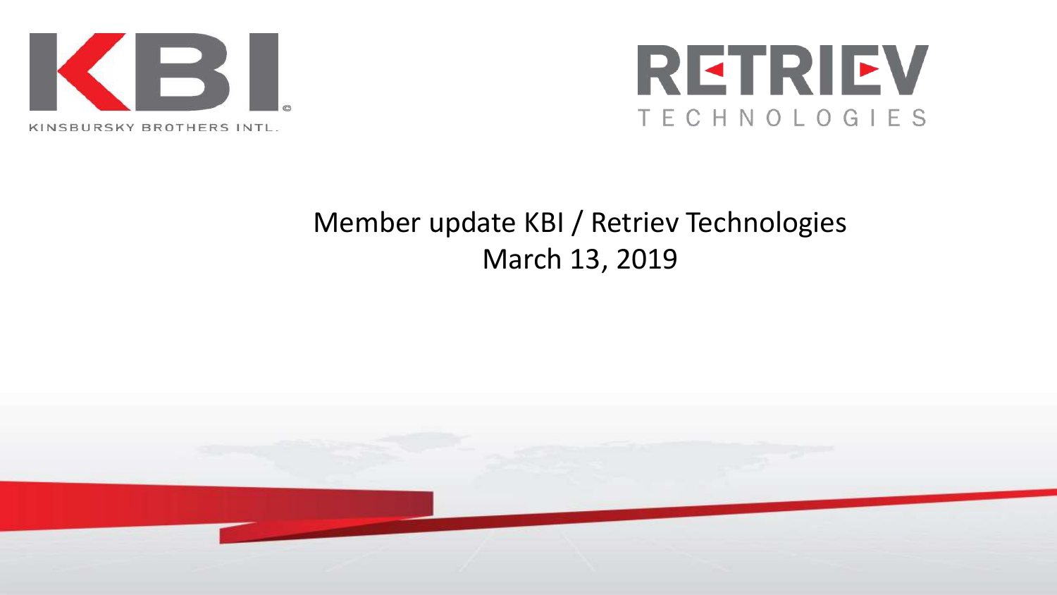KBI

KINSBURSKY BROTHERS INTL.

RETRIEV TECHNOLOGIES

# Member update KBI / Retriev Technologies

March 13, 2019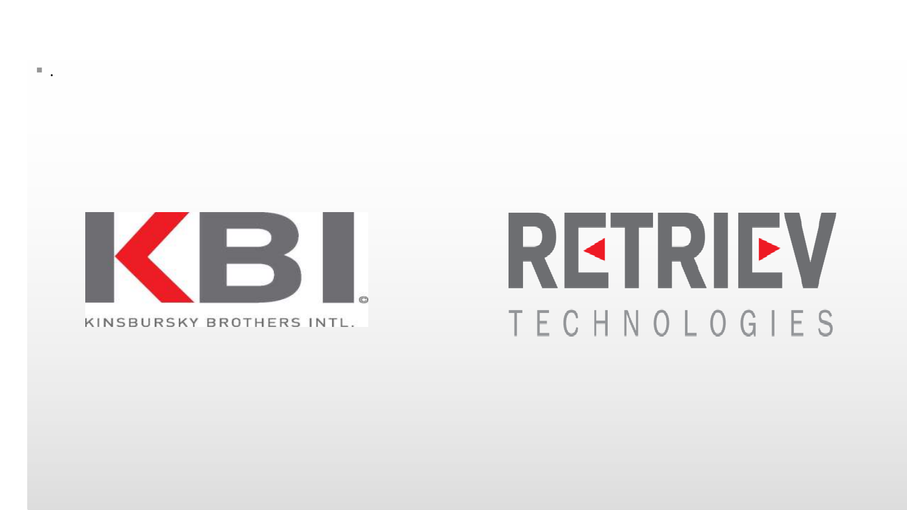- .

KBI

KINSBURSKY BROTHERS INTL.

RETRIEV

TECHNOLOGIES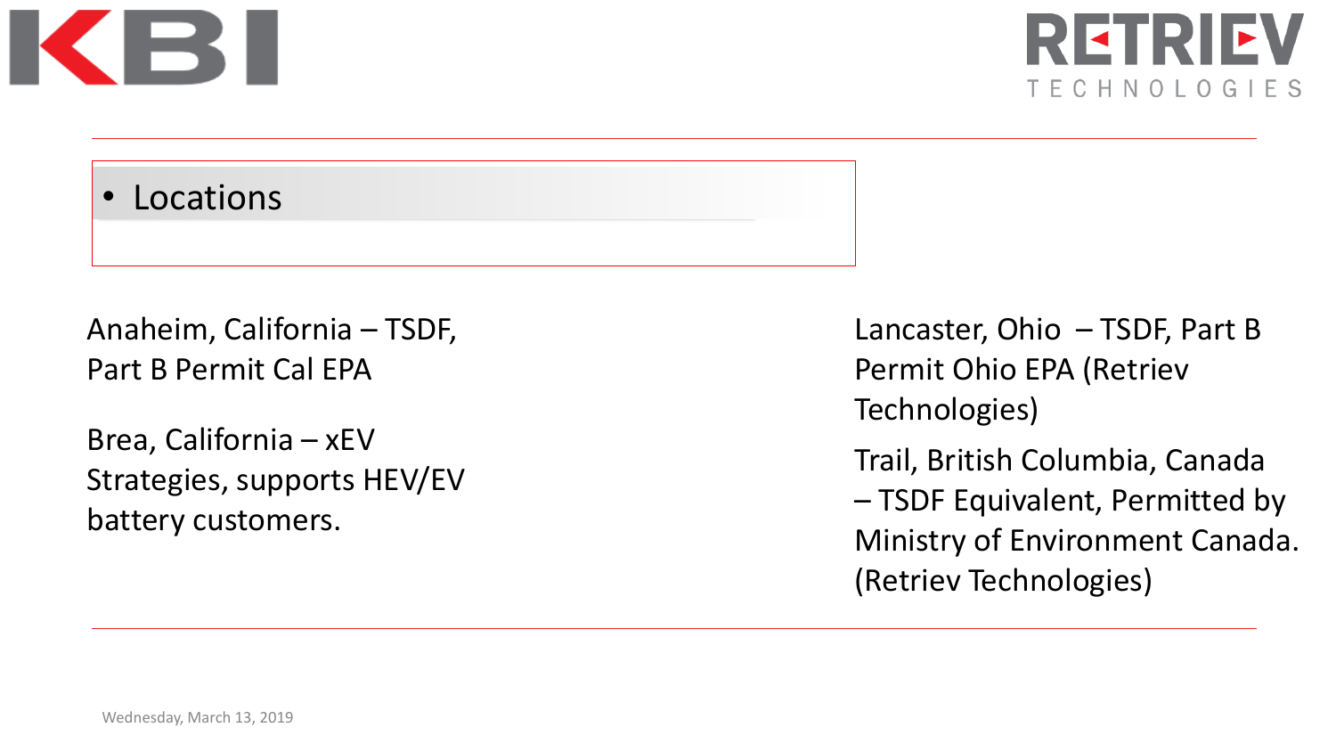- Locations

Anaheim, California – TSDF, Part B Permit Cal EPA

Brea, California – xEV Strategies, supports HEV/EV battery customers.

Lancaster, Ohio – TSDF, Part B Permit Ohio EPA (Retriev Technologies)

Trail, British Columbia, Canada – TSDF Equivalent, Permitted by Ministry of Environment Canada. (Retriev Technologies)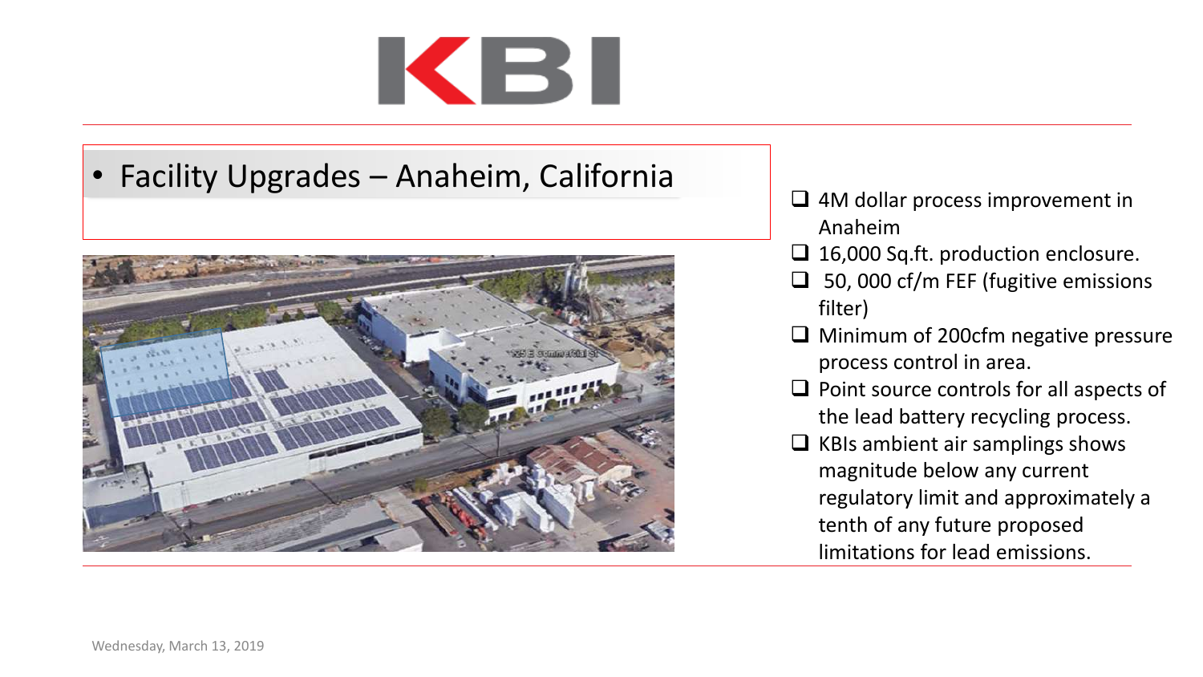# KBI

- Facility Upgrades – Anaheim, California

- [ ] 4M dollar process improvement in Anaheim
- [ ] 16,000 Sq.ft. production enclosure.
- [ ] 50, 000 cf/m FEF (fugitive emissions filter)
- [ ] Minimum of 200cfm negative pressure process control in area.
- [ ] Point source controls for all aspects of the lead battery recycling process.
- [ ] KBIs ambient air samplings shows magnitude below any current regulatory limit and approximately a tenth of any future proposed limitations for lead emissions.

Wednesday, March 13, 2019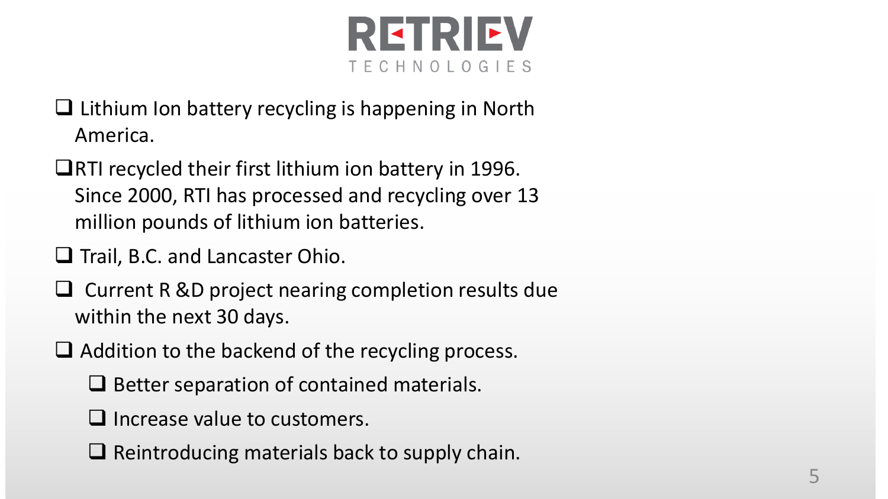# RETRIEV TECHNOLOGIES

- Lithium Ion battery recycling is happening in North America.
- RTI recycled their first lithium ion battery in 1996. Since 2000, RTI has processed and recycling over 13 million pounds of lithium ion batteries.
- Trail, B.C. and Lancaster Ohio.
- Current R &D project nearing completion results due within the next 30 days.
- Addition to the backend of the recycling process.
  - Better separation of contained materials.
  - Increase value to customers.
  - Reintroducing materials back to supply chain.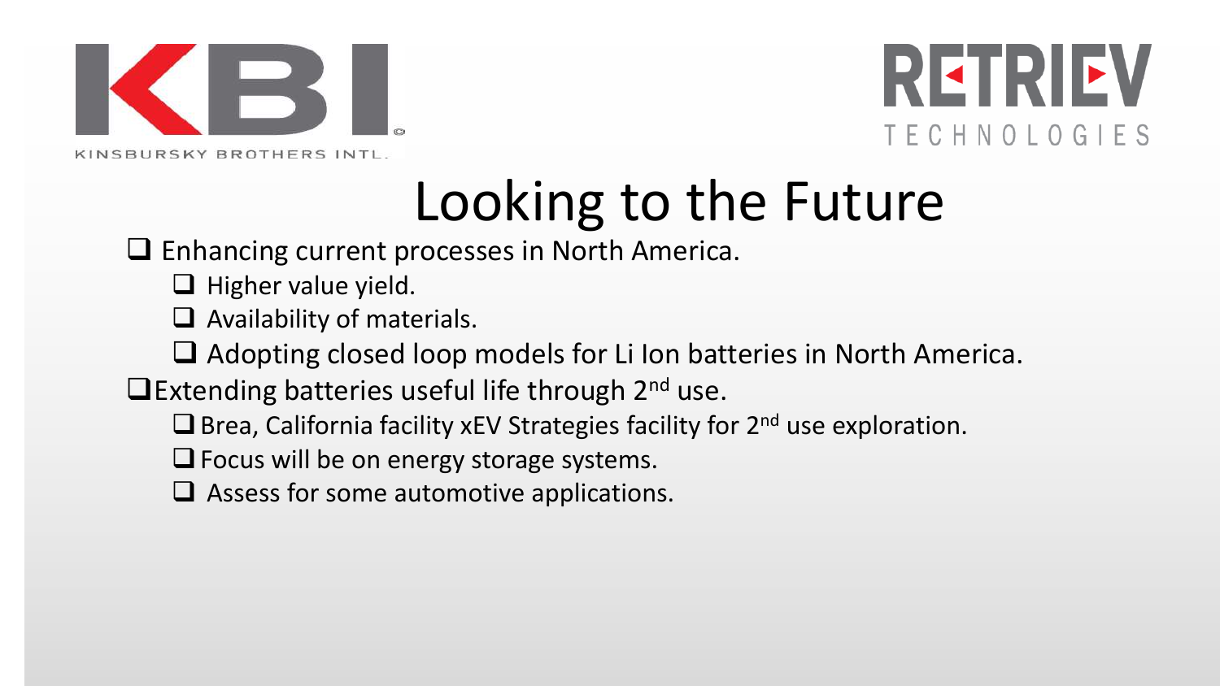KBI

KINSBURSKY BROTHERS INTL.

RETRIEV TECHNOLOGIES

# Looking to the Future

- Enhancing current processes in North America.
  - Higher value yield.
  - Availability of materials.
  - Adopting closed loop models for Li Ion batteries in North America.
- Extending batteries useful life through 2nd use.
  - Brea, California facility xEV Strategies facility for 2nd use exploration.
  - Focus will be on energy storage systems.
  - Assess for some automotive applications.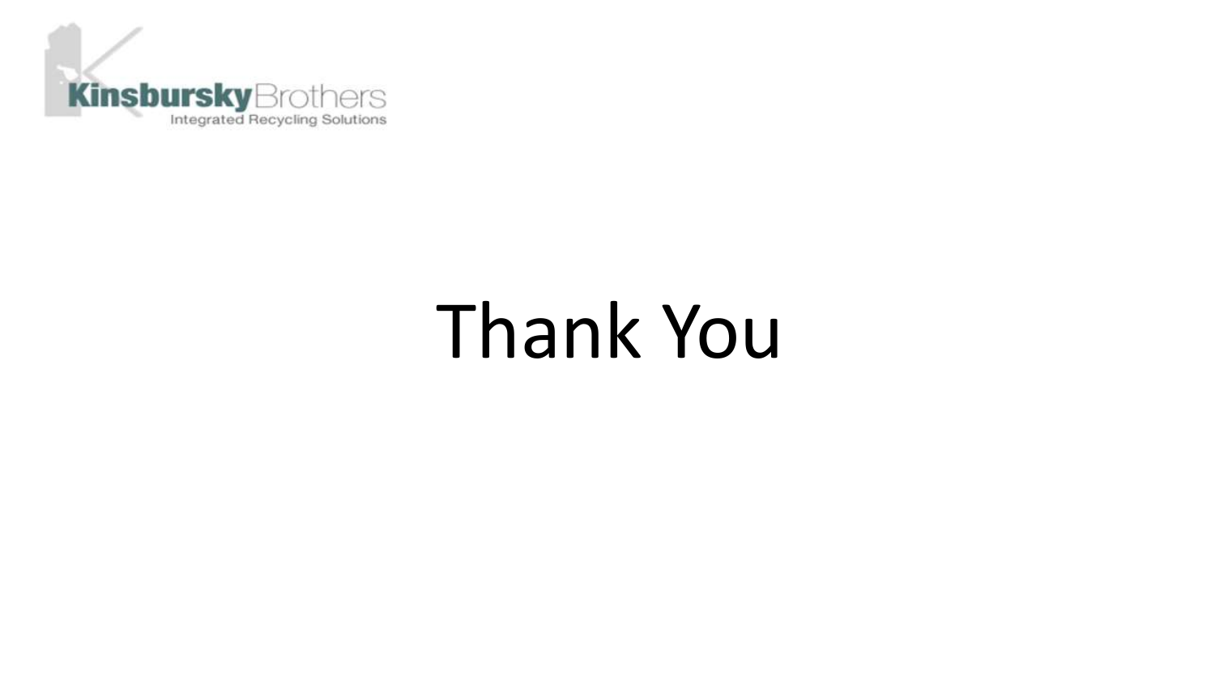Kinsbursky Brothers
Integrated Recycling Solutions

# Thank You